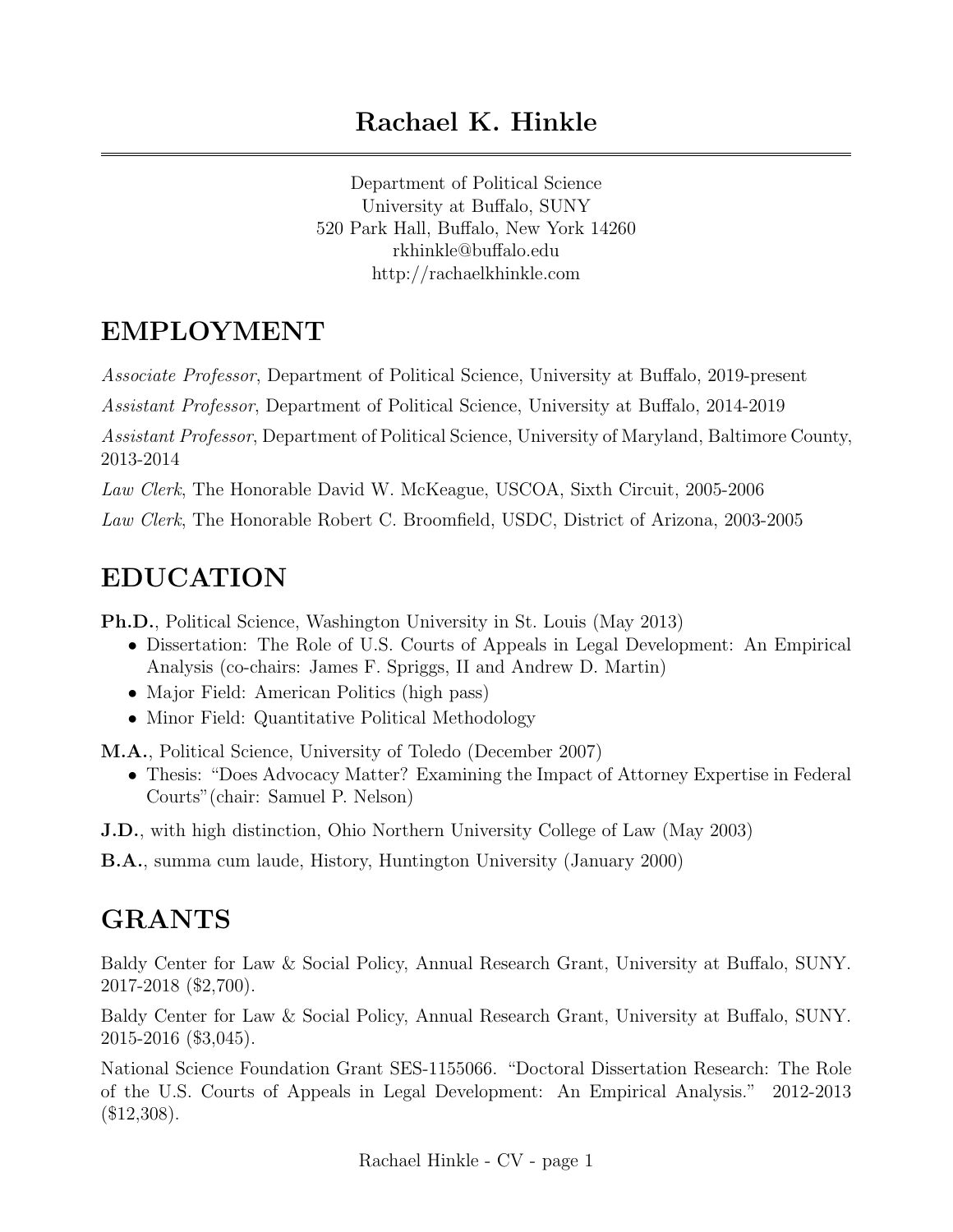# Rachael K. Hinkle

Department of Political Science
University at Buffalo, SUNY
520 Park Hall, Buffalo, New York 14260
rkhinkle@buffalo.edu
http://rachaelkhinkle.com

## EMPLOYMENT

*Associate Professor*, Department of Political Science, University at Buffalo, 2019-present

*Assistant Professor*, Department of Political Science, University at Buffalo, 2014-2019

*Assistant Professor*, Department of Political Science, University of Maryland, Baltimore County, 2013-2014

*Law Clerk*, The Honorable David W. McKeague, USCOA, Sixth Circuit, 2005-2006

*Law Clerk*, The Honorable Robert C. Broomfield, USDC, District of Arizona, 2003-2005

## EDUCATION

**Ph.D.**, Political Science, Washington University in St. Louis (May 2013)

- Dissertation: The Role of U.S. Courts of Appeals in Legal Development: An Empirical Analysis (co-chairs: James F. Spriggs, II and Andrew D. Martin)
- Major Field: American Politics (high pass)
- Minor Field: Quantitative Political Methodology

**M.A.**, Political Science, University of Toledo (December 2007)

- Thesis: "Does Advocacy Matter? Examining the Impact of Attorney Expertise in Federal Courts"(chair: Samuel P. Nelson)

**J.D.**, with high distinction, Ohio Northern University College of Law (May 2003)

**B.A.**, summa cum laude, History, Huntington University (January 2000)

## GRANTS

Baldy Center for Law & Social Policy, Annual Research Grant, University at Buffalo, SUNY. 2017-2018 ($2,700).

Baldy Center for Law & Social Policy, Annual Research Grant, University at Buffalo, SUNY. 2015-2016 ($3,045).

National Science Foundation Grant SES-1155066. "Doctoral Dissertation Research: The Role of the U.S. Courts of Appeals in Legal Development: An Empirical Analysis." 2012-2013 ($12,308).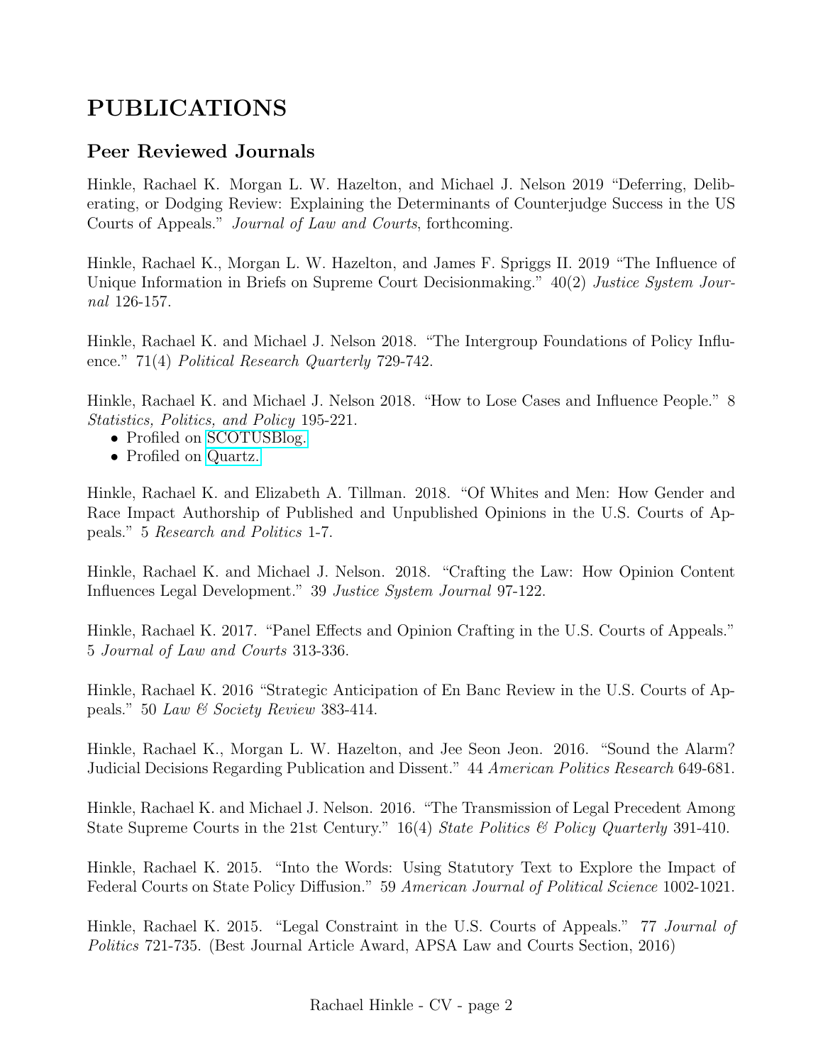# PUBLICATIONS

## Peer Reviewed Journals

Hinkle, Rachael K. Morgan L. W. Hazelton, and Michael J. Nelson 2019 "Deferring, Deliberating, or Dodging Review: Explaining the Determinants of Counterjudge Success in the US Courts of Appeals." *Journal of Law and Courts*, forthcoming.

Hinkle, Rachael K., Morgan L. W. Hazelton, and James F. Spriggs II. 2019 "The Influence of Unique Information in Briefs on Supreme Court Decisionmaking." 40(2) *Justice System Journal* 126-157.

Hinkle, Rachael K. and Michael J. Nelson 2018. "The Intergroup Foundations of Policy Influence." 71(4) *Political Research Quarterly* 729-742.

Hinkle, Rachael K. and Michael J. Nelson 2018. "How to Lose Cases and Influence People." 8 *Statistics, Politics, and Policy* 195-221.

- Profiled on SCOTUSBlog.
- Profiled on Quartz.

Hinkle, Rachael K. and Elizabeth A. Tillman. 2018. "Of Whites and Men: How Gender and Race Impact Authorship of Published and Unpublished Opinions in the U.S. Courts of Appeals." 5 *Research and Politics* 1-7.

Hinkle, Rachael K. and Michael J. Nelson. 2018. "Crafting the Law: How Opinion Content Influences Legal Development." 39 *Justice System Journal* 97-122.

Hinkle, Rachael K. 2017. "Panel Effects and Opinion Crafting in the U.S. Courts of Appeals." 5 *Journal of Law and Courts* 313-336.

Hinkle, Rachael K. 2016 "Strategic Anticipation of En Banc Review in the U.S. Courts of Appeals." 50 *Law & Society Review* 383-414.

Hinkle, Rachael K., Morgan L. W. Hazelton, and Jee Seon Jeon. 2016. "Sound the Alarm? Judicial Decisions Regarding Publication and Dissent." 44 *American Politics Research* 649-681.

Hinkle, Rachael K. and Michael J. Nelson. 2016. "The Transmission of Legal Precedent Among State Supreme Courts in the 21st Century." 16(4) *State Politics & Policy Quarterly* 391-410.

Hinkle, Rachael K. 2015. "Into the Words: Using Statutory Text to Explore the Impact of Federal Courts on State Policy Diffusion." 59 *American Journal of Political Science* 1002-1021.

Hinkle, Rachael K. 2015. "Legal Constraint in the U.S. Courts of Appeals." 77 *Journal of Politics* 721-735. (Best Journal Article Award, APSA Law and Courts Section, 2016)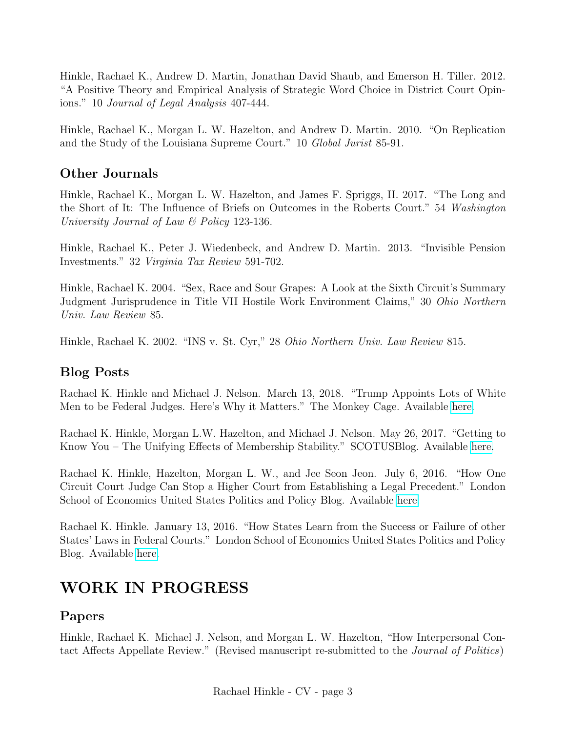Hinkle, Rachael K., Andrew D. Martin, Jonathan David Shaub, and Emerson H. Tiller. 2012. "A Positive Theory and Empirical Analysis of Strategic Word Choice in District Court Opinions." 10 *Journal of Legal Analysis* 407-444.

Hinkle, Rachael K., Morgan L. W. Hazelton, and Andrew D. Martin. 2010. "On Replication and the Study of the Louisiana Supreme Court." 10 *Global Jurist* 85-91.

### Other Journals

Hinkle, Rachael K., Morgan L. W. Hazelton, and James F. Spriggs, II. 2017. "The Long and the Short of It: The Influence of Briefs on Outcomes in the Roberts Court." 54 *Washington University Journal of Law & Policy* 123-136.

Hinkle, Rachael K., Peter J. Wiedenbeck, and Andrew D. Martin. 2013. "Invisible Pension Investments." 32 *Virginia Tax Review* 591-702.

Hinkle, Rachael K. 2004. "Sex, Race and Sour Grapes: A Look at the Sixth Circuit's Summary Judgment Jurisprudence in Title VII Hostile Work Environment Claims," 30 *Ohio Northern Univ. Law Review* 85.

Hinkle, Rachael K. 2002. "INS v. St. Cyr," 28 *Ohio Northern Univ. Law Review* 815.

### Blog Posts

Rachael K. Hinkle and Michael J. Nelson. March 13, 2018. "Trump Appoints Lots of White Men to be Federal Judges. Here's Why it Matters." The Monkey Cage. Available here.

Rachael K. Hinkle, Morgan L.W. Hazelton, and Michael J. Nelson. May 26, 2017. "Getting to Know You – The Unifying Effects of Membership Stability." SCOTUSBlog. Available here.

Rachael K. Hinkle, Hazelton, Morgan L. W., and Jee Seon Jeon. July 6, 2016. "How One Circuit Court Judge Can Stop a Higher Court from Establishing a Legal Precedent." London School of Economics United States Politics and Policy Blog. Available here.

Rachael K. Hinkle. January 13, 2016. "How States Learn from the Success or Failure of other States' Laws in Federal Courts." London School of Economics United States Politics and Policy Blog. Available here.

## WORK IN PROGRESS

### Papers

Hinkle, Rachael K. Michael J. Nelson, and Morgan L. W. Hazelton, "How Interpersonal Contact Affects Appellate Review." (Revised manuscript re-submitted to the *Journal of Politics*)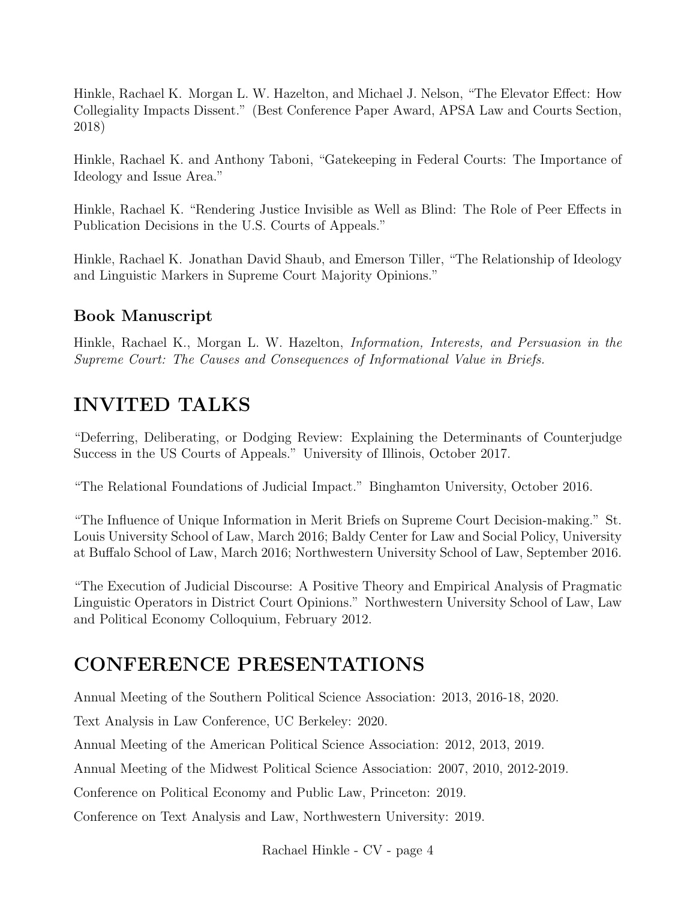Hinkle, Rachael K. Morgan L. W. Hazelton, and Michael J. Nelson, "The Elevator Effect: How Collegiality Impacts Dissent." (Best Conference Paper Award, APSA Law and Courts Section, 2018)

Hinkle, Rachael K. and Anthony Taboni, "Gatekeeping in Federal Courts: The Importance of Ideology and Issue Area."

Hinkle, Rachael K. "Rendering Justice Invisible as Well as Blind: The Role of Peer Effects in Publication Decisions in the U.S. Courts of Appeals."

Hinkle, Rachael K. Jonathan David Shaub, and Emerson Tiller, "The Relationship of Ideology and Linguistic Markers in Supreme Court Majority Opinions."

### Book Manuscript

Hinkle, Rachael K., Morgan L. W. Hazelton, *Information, Interests, and Persuasion in the Supreme Court: The Causes and Consequences of Informational Value in Briefs.*

## INVITED TALKS

"Deferring, Deliberating, or Dodging Review: Explaining the Determinants of Counterjudge Success in the US Courts of Appeals." University of Illinois, October 2017.

"The Relational Foundations of Judicial Impact." Binghamton University, October 2016.

"The Influence of Unique Information in Merit Briefs on Supreme Court Decision-making." St. Louis University School of Law, March 2016; Baldy Center for Law and Social Policy, University at Buffalo School of Law, March 2016; Northwestern University School of Law, September 2016.

"The Execution of Judicial Discourse: A Positive Theory and Empirical Analysis of Pragmatic Linguistic Operators in District Court Opinions." Northwestern University School of Law, Law and Political Economy Colloquium, February 2012.

## CONFERENCE PRESENTATIONS

Annual Meeting of the Southern Political Science Association: 2013, 2016-18, 2020.

Text Analysis in Law Conference, UC Berkeley: 2020.

Annual Meeting of the American Political Science Association: 2012, 2013, 2019.

Annual Meeting of the Midwest Political Science Association: 2007, 2010, 2012-2019.

Conference on Political Economy and Public Law, Princeton: 2019.

Conference on Text Analysis and Law, Northwestern University: 2019.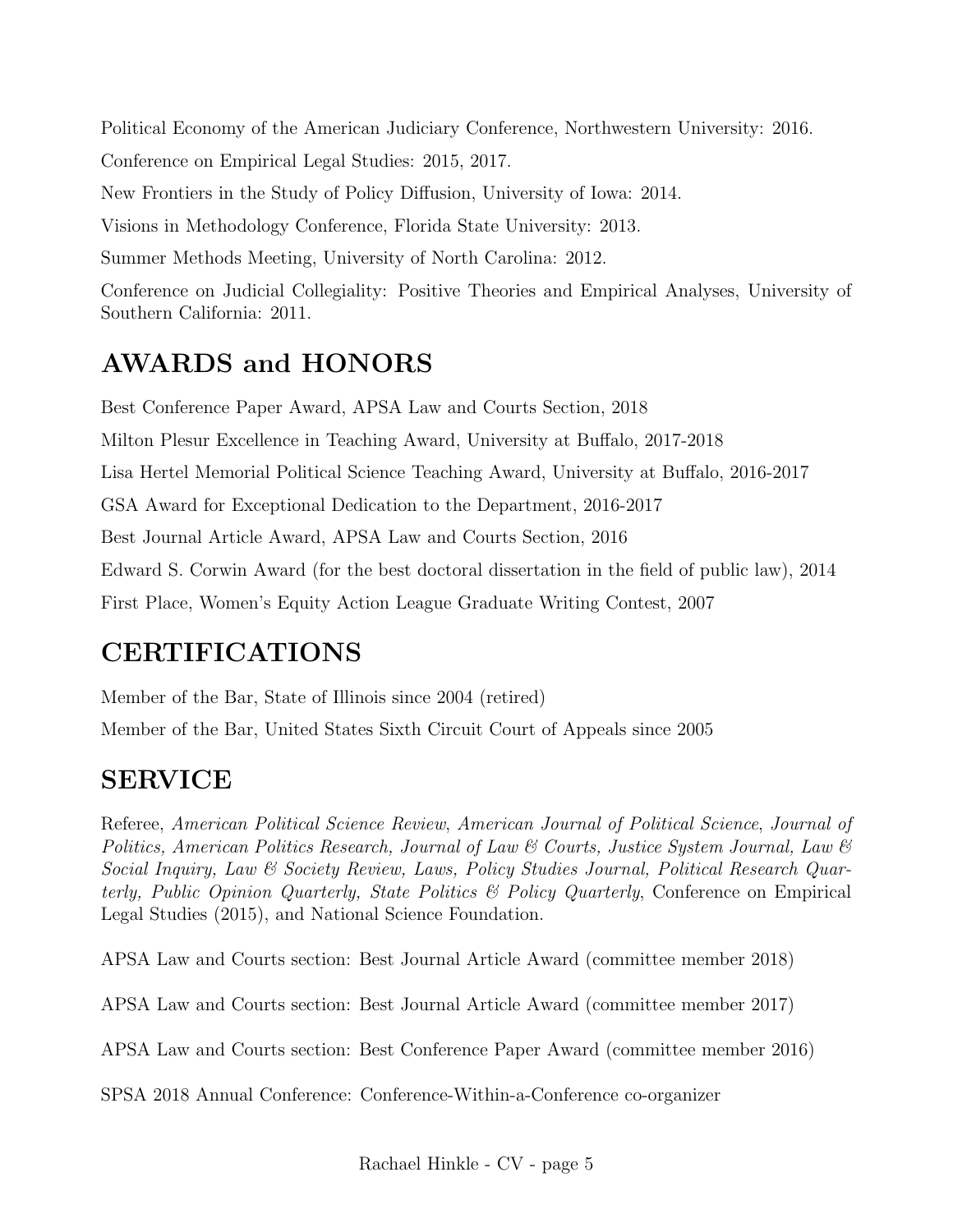Political Economy of the American Judiciary Conference, Northwestern University: 2016.

Conference on Empirical Legal Studies: 2015, 2017.

New Frontiers in the Study of Policy Diffusion, University of Iowa: 2014.

Visions in Methodology Conference, Florida State University: 2013.

Summer Methods Meeting, University of North Carolina: 2012.

Conference on Judicial Collegiality: Positive Theories and Empirical Analyses, University of Southern California: 2011.

## AWARDS and HONORS

Best Conference Paper Award, APSA Law and Courts Section, 2018

Milton Plesur Excellence in Teaching Award, University at Buffalo, 2017-2018

Lisa Hertel Memorial Political Science Teaching Award, University at Buffalo, 2016-2017

GSA Award for Exceptional Dedication to the Department, 2016-2017

Best Journal Article Award, APSA Law and Courts Section, 2016

Edward S. Corwin Award (for the best doctoral dissertation in the field of public law), 2014

First Place, Women's Equity Action League Graduate Writing Contest, 2007

## CERTIFICATIONS

Member of the Bar, State of Illinois since 2004 (retired)

Member of the Bar, United States Sixth Circuit Court of Appeals since 2005

## SERVICE

Referee, *American Political Science Review*, *American Journal of Political Science*, *Journal of Politics, American Politics Research, Journal of Law & Courts, Justice System Journal, Law & Social Inquiry, Law & Society Review, Laws, Policy Studies Journal, Political Research Quarterly, Public Opinion Quarterly, State Politics & Policy Quarterly*, Conference on Empirical Legal Studies (2015), and National Science Foundation.

APSA Law and Courts section: Best Journal Article Award (committee member 2018)

APSA Law and Courts section: Best Journal Article Award (committee member 2017)

APSA Law and Courts section: Best Conference Paper Award (committee member 2016)

SPSA 2018 Annual Conference: Conference-Within-a-Conference co-organizer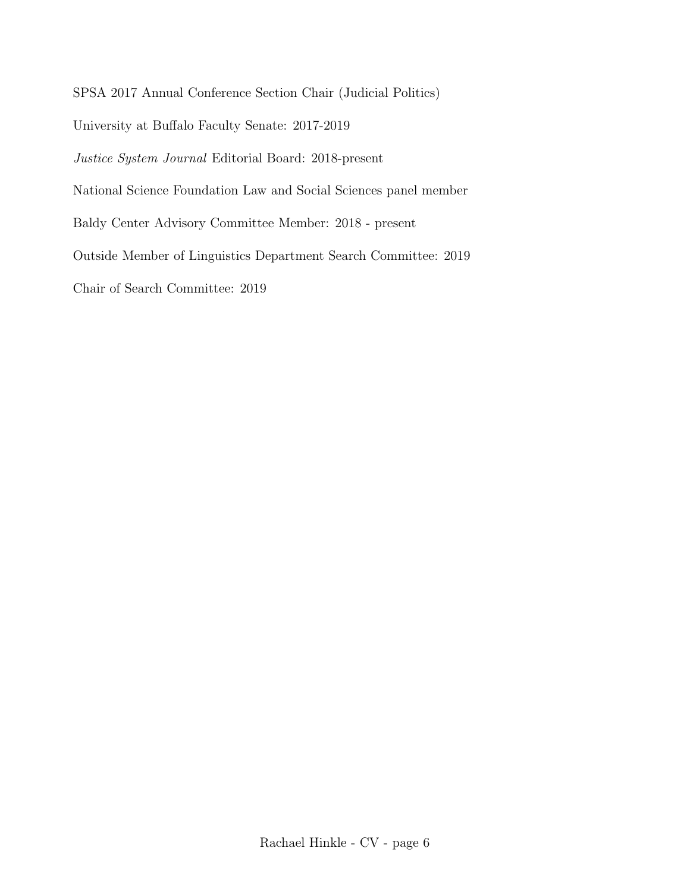SPSA 2017 Annual Conference Section Chair (Judicial Politics)

University at Buffalo Faculty Senate: 2017-2019

*Justice System Journal* Editorial Board: 2018-present

National Science Foundation Law and Social Sciences panel member

Baldy Center Advisory Committee Member: 2018 - present

Outside Member of Linguistics Department Search Committee: 2019

Chair of Search Committee: 2019